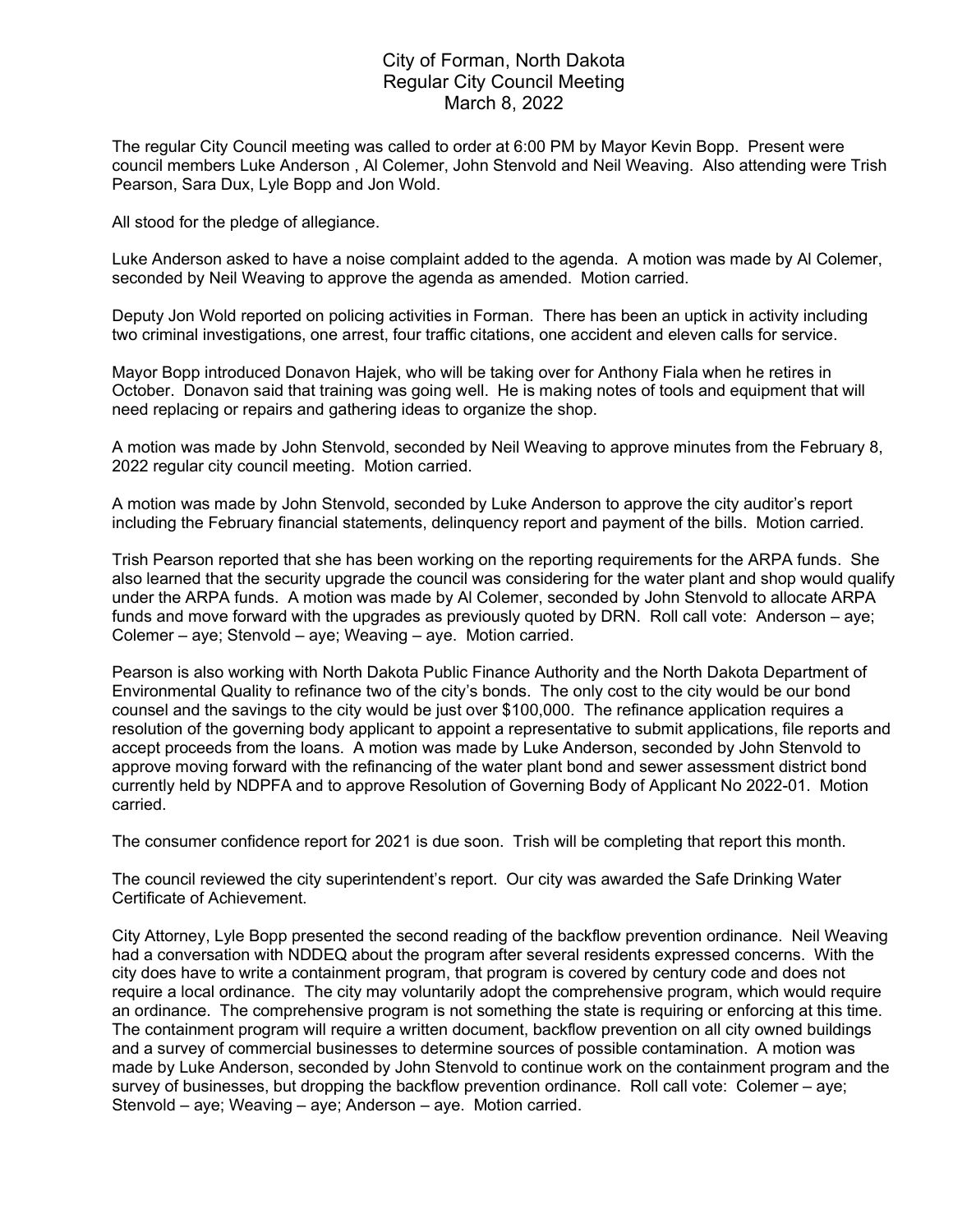# City of Forman, North Dakota
## Regular City Council Meeting
## March 8, 2022

The regular City Council meeting was called to order at 6:00 PM by Mayor Kevin Bopp. Present were council members Luke Anderson , Al Colemer, John Stenvold and Neil Weaving. Also attending were Trish Pearson, Sara Dux, Lyle Bopp and Jon Wold.

All stood for the pledge of allegiance.

Luke Anderson asked to have a noise complaint added to the agenda. A motion was made by Al Colemer, seconded by Neil Weaving to approve the agenda as amended. Motion carried.

Deputy Jon Wold reported on policing activities in Forman. There has been an uptick in activity including two criminal investigations, one arrest, four traffic citations, one accident and eleven calls for service.

Mayor Bopp introduced Donavon Hajek, who will be taking over for Anthony Fiala when he retires in October. Donavon said that training was going well. He is making notes of tools and equipment that will need replacing or repairs and gathering ideas to organize the shop.

A motion was made by John Stenvold, seconded by Neil Weaving to approve minutes from the February 8, 2022 regular city council meeting. Motion carried.

A motion was made by John Stenvold, seconded by Luke Anderson to approve the city auditor's report including the February financial statements, delinquency report and payment of the bills. Motion carried.

Trish Pearson reported that she has been working on the reporting requirements for the ARPA funds. She also learned that the security upgrade the council was considering for the water plant and shop would qualify under the ARPA funds. A motion was made by Al Colemer, seconded by John Stenvold to allocate ARPA funds and move forward with the upgrades as previously quoted by DRN. Roll call vote: Anderson – aye; Colemer – aye; Stenvold – aye; Weaving – aye. Motion carried.

Pearson is also working with North Dakota Public Finance Authority and the North Dakota Department of Environmental Quality to refinance two of the city's bonds. The only cost to the city would be our bond counsel and the savings to the city would be just over $100,000. The refinance application requires a resolution of the governing body applicant to appoint a representative to submit applications, file reports and accept proceeds from the loans. A motion was made by Luke Anderson, seconded by John Stenvold to approve moving forward with the refinancing of the water plant bond and sewer assessment district bond currently held by NDPFA and to approve Resolution of Governing Body of Applicant No 2022-01. Motion carried.

The consumer confidence report for 2021 is due soon. Trish will be completing that report this month.

The council reviewed the city superintendent's report. Our city was awarded the Safe Drinking Water Certificate of Achievement.

City Attorney, Lyle Bopp presented the second reading of the backflow prevention ordinance. Neil Weaving had a conversation with NDDEQ about the program after several residents expressed concerns. With the city does have to write a containment program, that program is covered by century code and does not require a local ordinance. The city may voluntarily adopt the comprehensive program, which would require an ordinance. The comprehensive program is not something the state is requiring or enforcing at this time. The containment program will require a written document, backflow prevention on all city owned buildings and a survey of commercial businesses to determine sources of possible contamination. A motion was made by Luke Anderson, seconded by John Stenvold to continue work on the containment program and the survey of businesses, but dropping the backflow prevention ordinance. Roll call vote: Colemer – aye; Stenvold – aye; Weaving – aye; Anderson – aye. Motion carried.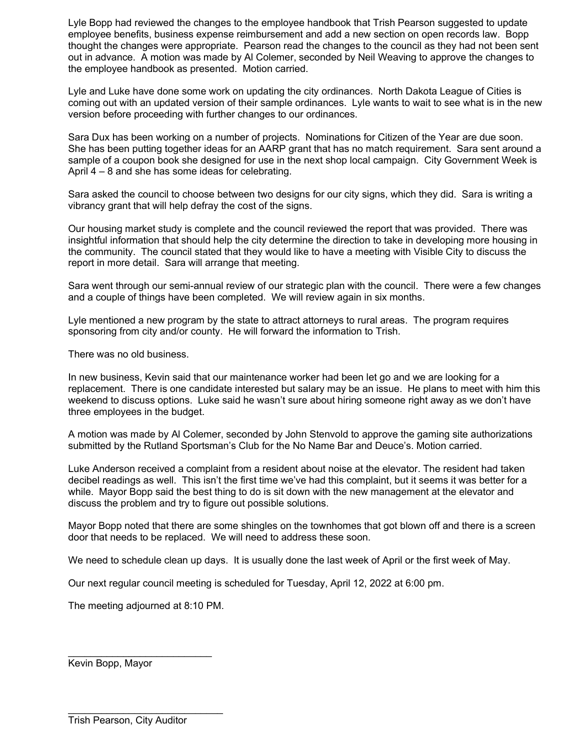Lyle Bopp had reviewed the changes to the employee handbook that Trish Pearson suggested to update employee benefits, business expense reimbursement and add a new section on open records law. Bopp thought the changes were appropriate. Pearson read the changes to the council as they had not been sent out in advance. A motion was made by Al Colemer, seconded by Neil Weaving to approve the changes to the employee handbook as presented. Motion carried.

Lyle and Luke have done some work on updating the city ordinances. North Dakota League of Cities is coming out with an updated version of their sample ordinances. Lyle wants to wait to see what is in the new version before proceeding with further changes to our ordinances.

Sara Dux has been working on a number of projects. Nominations for Citizen of the Year are due soon. She has been putting together ideas for an AARP grant that has no match requirement. Sara sent around a sample of a coupon book she designed for use in the next shop local campaign. City Government Week is April 4 – 8 and she has some ideas for celebrating.

Sara asked the council to choose between two designs for our city signs, which they did. Sara is writing a vibrancy grant that will help defray the cost of the signs.

Our housing market study is complete and the council reviewed the report that was provided. There was insightful information that should help the city determine the direction to take in developing more housing in the community. The council stated that they would like to have a meeting with Visible City to discuss the report in more detail. Sara will arrange that meeting.

Sara went through our semi-annual review of our strategic plan with the council. There were a few changes and a couple of things have been completed. We will review again in six months.

Lyle mentioned a new program by the state to attract attorneys to rural areas. The program requires sponsoring from city and/or county. He will forward the information to Trish.

There was no old business.

In new business, Kevin said that our maintenance worker had been let go and we are looking for a replacement. There is one candidate interested but salary may be an issue. He plans to meet with him this weekend to discuss options. Luke said he wasn't sure about hiring someone right away as we don't have three employees in the budget.

A motion was made by Al Colemer, seconded by John Stenvold to approve the gaming site authorizations submitted by the Rutland Sportsman's Club for the No Name Bar and Deuce's. Motion carried.

Luke Anderson received a complaint from a resident about noise at the elevator. The resident had taken decibel readings as well. This isn't the first time we've had this complaint, but it seems it was better for a while. Mayor Bopp said the best thing to do is sit down with the new management at the elevator and discuss the problem and try to figure out possible solutions.

Mayor Bopp noted that there are some shingles on the townhomes that got blown off and there is a screen door that needs to be replaced. We will need to address these soon.

We need to schedule clean up days. It is usually done the last week of April or the first week of May.

Our next regular council meeting is scheduled for Tuesday, April 12, 2022 at 6:00 pm.

The meeting adjourned at 8:10 PM.

\_\_\_\_\_\_\_\_\_\_\_\_\_\_\_\_\_\_\_\_\_\_\_\_\_\_
Kevin Bopp, Mayor

\_\_\_\_\_\_\_\_\_\_\_\_\_\_\_\_\_\_\_\_\_\_\_\_\_\_\_\_
Trish Pearson, City Auditor